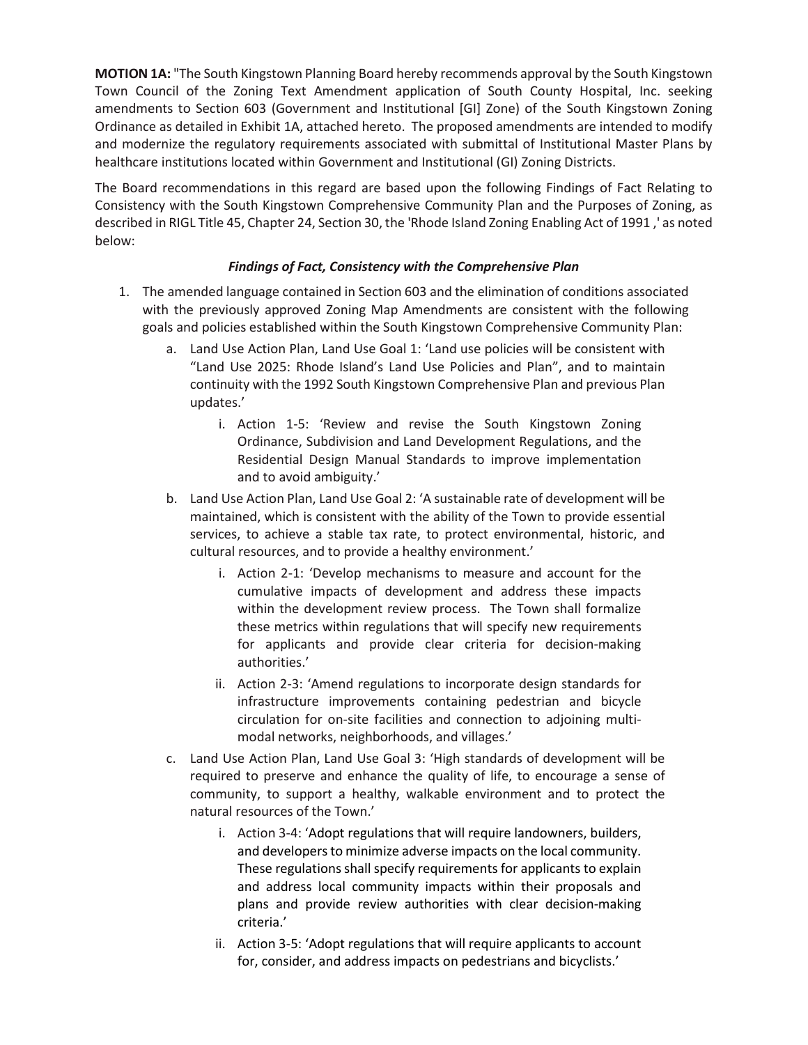**MOTION 1A:** "The South Kingstown Planning Board hereby recommends approval by the South Kingstown Town Council of the Zoning Text Amendment application of South County Hospital, Inc. seeking amendments to Section 603 (Government and Institutional [GI] Zone) of the South Kingstown Zoning Ordinance as detailed in Exhibit 1A, attached hereto. The proposed amendments are intended to modify and modernize the regulatory requirements associated with submittal of Institutional Master Plans by healthcare institutions located within Government and Institutional (GI) Zoning Districts.

The Board recommendations in this regard are based upon the following Findings of Fact Relating to Consistency with the South Kingstown Comprehensive Community Plan and the Purposes of Zoning, as described in RIGL Title 45, Chapter 24, Section 30, the 'Rhode Island Zoning Enabling Act of 1991 ,' as noted below:

***Findings of Fact, Consistency with the Comprehensive Plan***

1. The amended language contained in Section 603 and the elimination of conditions associated with the previously approved Zoning Map Amendments are consistent with the following goals and policies established within the South Kingstown Comprehensive Community Plan:
    a. Land Use Action Plan, Land Use Goal 1: 'Land use policies will be consistent with "Land Use 2025: Rhode Island's Land Use Policies and Plan", and to maintain continuity with the 1992 South Kingstown Comprehensive Plan and previous Plan updates.'
        i. Action 1-5: 'Review and revise the South Kingstown Zoning Ordinance, Subdivision and Land Development Regulations, and the Residential Design Manual Standards to improve implementation and to avoid ambiguity.'
    b. Land Use Action Plan, Land Use Goal 2: 'A sustainable rate of development will be maintained, which is consistent with the ability of the Town to provide essential services, to achieve a stable tax rate, to protect environmental, historic, and cultural resources, and to provide a healthy environment.'
        i. Action 2-1: 'Develop mechanisms to measure and account for the cumulative impacts of development and address these impacts within the development review process. The Town shall formalize these metrics within regulations that will specify new requirements for applicants and provide clear criteria for decision-making authorities.'
        ii. Action 2-3: 'Amend regulations to incorporate design standards for infrastructure improvements containing pedestrian and bicycle circulation for on-site facilities and connection to adjoining multi-modal networks, neighborhoods, and villages.'
    c. Land Use Action Plan, Land Use Goal 3: 'High standards of development will be required to preserve and enhance the quality of life, to encourage a sense of community, to support a healthy, walkable environment and to protect the natural resources of the Town.'
        i. Action 3-4: 'Adopt regulations that will require landowners, builders, and developers to minimize adverse impacts on the local community. These regulations shall specify requirements for applicants to explain and address local community impacts within their proposals and plans and provide review authorities with clear decision-making criteria.'
        ii. Action 3-5: 'Adopt regulations that will require applicants to account for, consider, and address impacts on pedestrians and bicyclists.'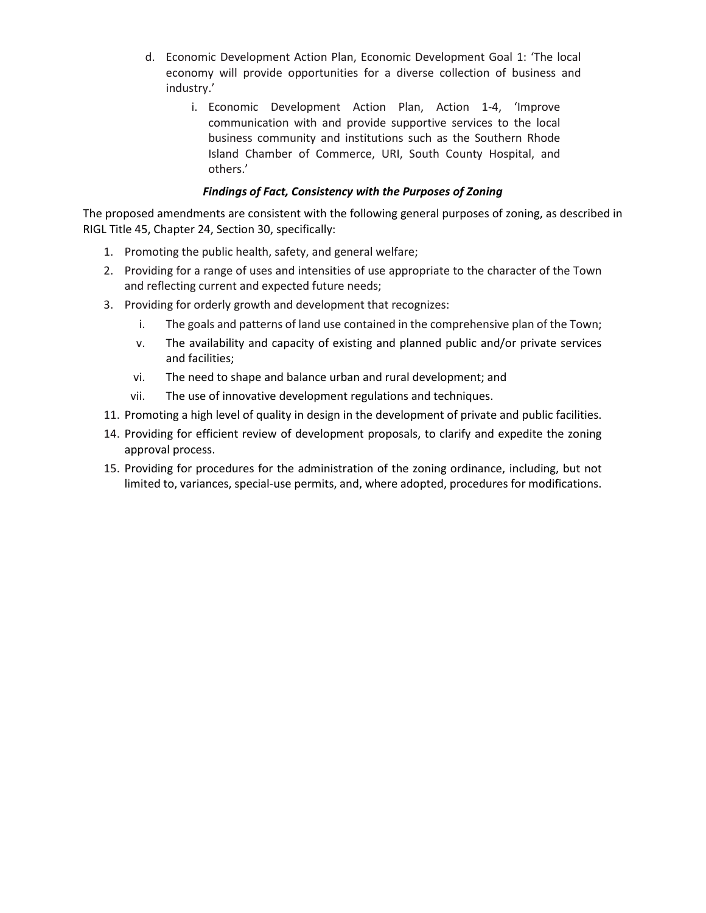d. Economic Development Action Plan, Economic Development Goal 1: 'The local economy will provide opportunities for a diverse collection of business and industry.'

    i. Economic Development Action Plan, Action 1-4, 'Improve communication with and provide supportive services to the local business community and institutions such as the Southern Rhode Island Chamber of Commerce, URI, South County Hospital, and others.'

***Findings of Fact, Consistency with the Purposes of Zoning***

The proposed amendments are consistent with the following general purposes of zoning, as described in RIGL Title 45, Chapter 24, Section 30, specifically:

1. Promoting the public health, safety, and general welfare;
2. Providing for a range of uses and intensities of use appropriate to the character of the Town and reflecting current and expected future needs;
3. Providing for orderly growth and development that recognizes:
    - i. The goals and patterns of land use contained in the comprehensive plan of the Town;
    - v. The availability and capacity of existing and planned public and/or private services and facilities;
    - vi. The need to shape and balance urban and rural development; and
    - vii. The use of innovative development regulations and techniques.

11. Promoting a high level of quality in design in the development of private and public facilities.
14. Providing for efficient review of development proposals, to clarify and expedite the zoning approval process.
15. Providing for procedures for the administration of the zoning ordinance, including, but not limited to, variances, special-use permits, and, where adopted, procedures for modifications.